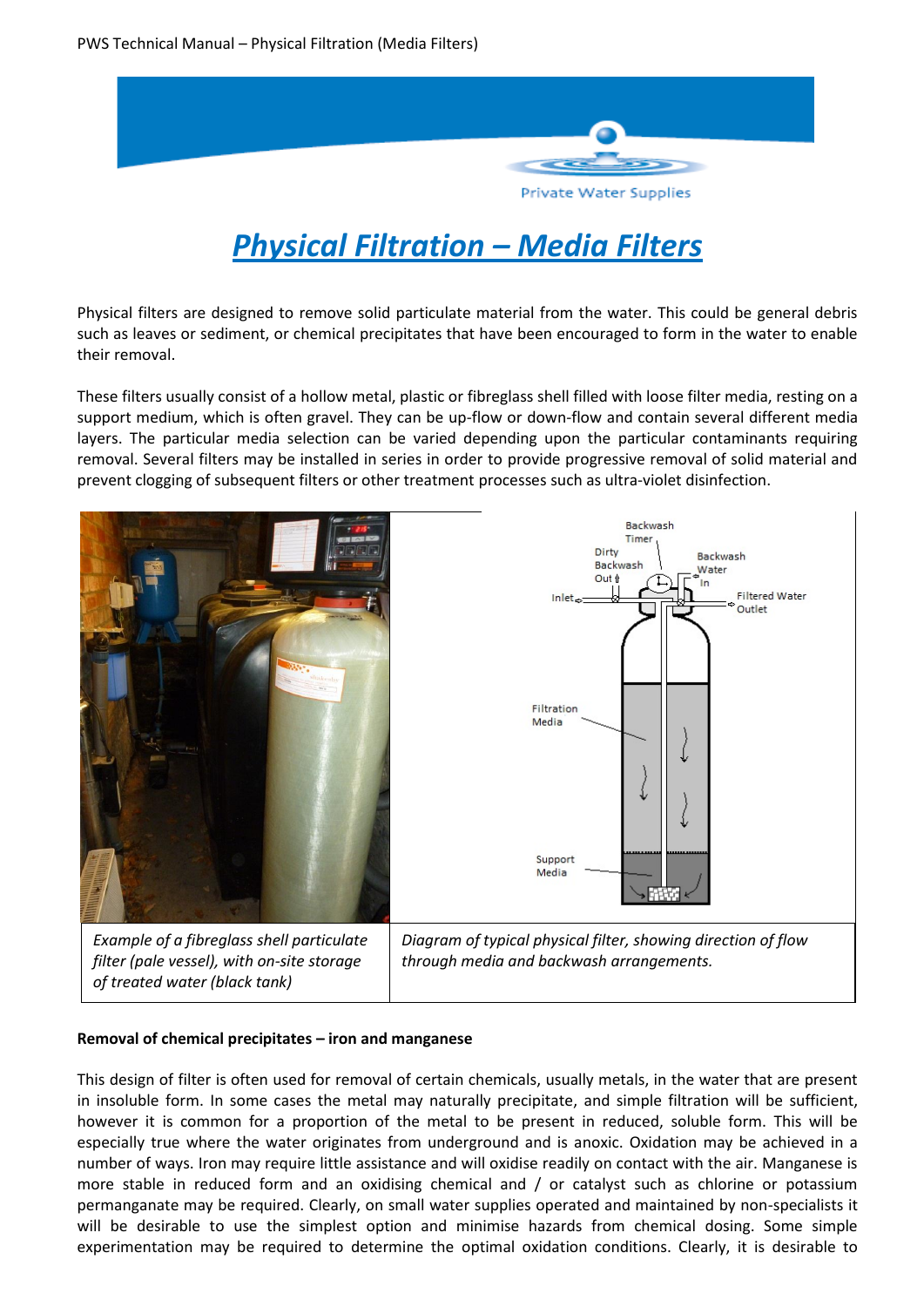# Physical Filtration – Media Filters

Physical filters are designed to remove solid particulate material from the water. This could be general debris such as leaves or sediment, or chemical precipitates that have been encouraged to form in the water to enable their removal.

These filters usually consist of a hollow metal, plastic or fibreglass shell filled with loose filter media, resting on a support medium, which is often gravel. They can be up-flow or down-flow and contain several different media layers. The particular media selection can be varied depending upon the particular contaminants requiring removal. Several filters may be installed in series in order to provide progressive removal of solid material and prevent clogging of subsequent filters or other treatment processes such as ultra-violet disinfection.

| *Example of a fibreglass shell particulate filter (pale vessel), with on-site storage of treated water (black tank)* | *Diagram of typical physical filter, showing direction of flow through media and backwash arrangements.* |
|---|---|

### Removal of chemical precipitates – iron and manganese

This design of filter is often used for removal of certain chemicals, usually metals, in the water that are present in insoluble form. In some cases the metal may naturally precipitate, and simple filtration will be sufficient, however it is common for a proportion of the metal to be present in reduced, soluble form. This will be especially true where the water originates from underground and is anoxic. Oxidation may be achieved in a number of ways. Iron may require little assistance and will oxidise readily on contact with the air. Manganese is more stable in reduced form and an oxidising chemical and / or catalyst such as chlorine or potassium permanganate may be required. Clearly, on small water supplies operated and maintained by non-specialists it will be desirable to use the simplest option and minimise hazards from chemical dosing. Some simple experimentation may be required to determine the optimal oxidation conditions. Clearly, it is desirable to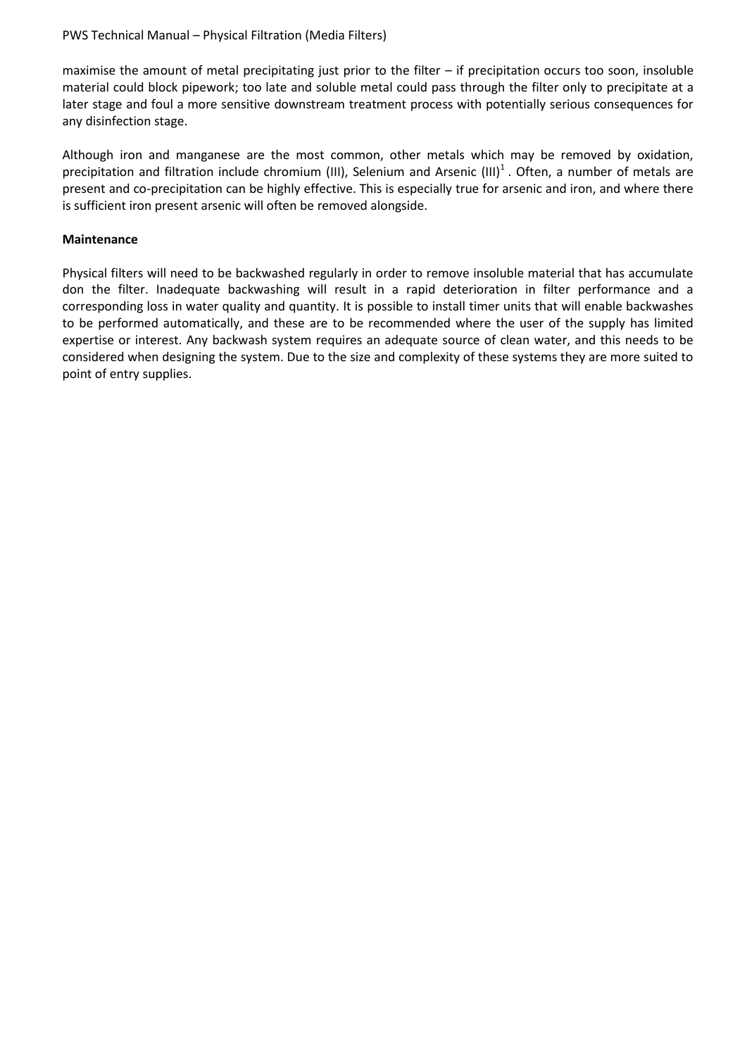maximise the amount of metal precipitating just prior to the filter – if precipitation occurs too soon, insoluble material could block pipework; too late and soluble metal could pass through the filter only to precipitate at a later stage and foul a more sensitive downstream treatment process with potentially serious consequences for any disinfection stage.

Although iron and manganese are the most common, other metals which may be removed by oxidation, precipitation and filtration include chromium (III), Selenium and Arsenic (III)[1] . Often, a number of metals are present and co-precipitation can be highly effective. This is especially true for arsenic and iron, and where there is sufficient iron present arsenic will often be removed alongside.

**Maintenance**

Physical filters will need to be backwashed regularly in order to remove insoluble material that has accumulate don the filter. Inadequate backwashing will result in a rapid deterioration in filter performance and a corresponding loss in water quality and quantity. It is possible to install timer units that will enable backwashes to be performed automatically, and these are to be recommended where the user of the supply has limited expertise or interest. Any backwash system requires an adequate source of clean water, and this needs to be considered when designing the system. Due to the size and complexity of these systems they are more suited to point of entry supplies.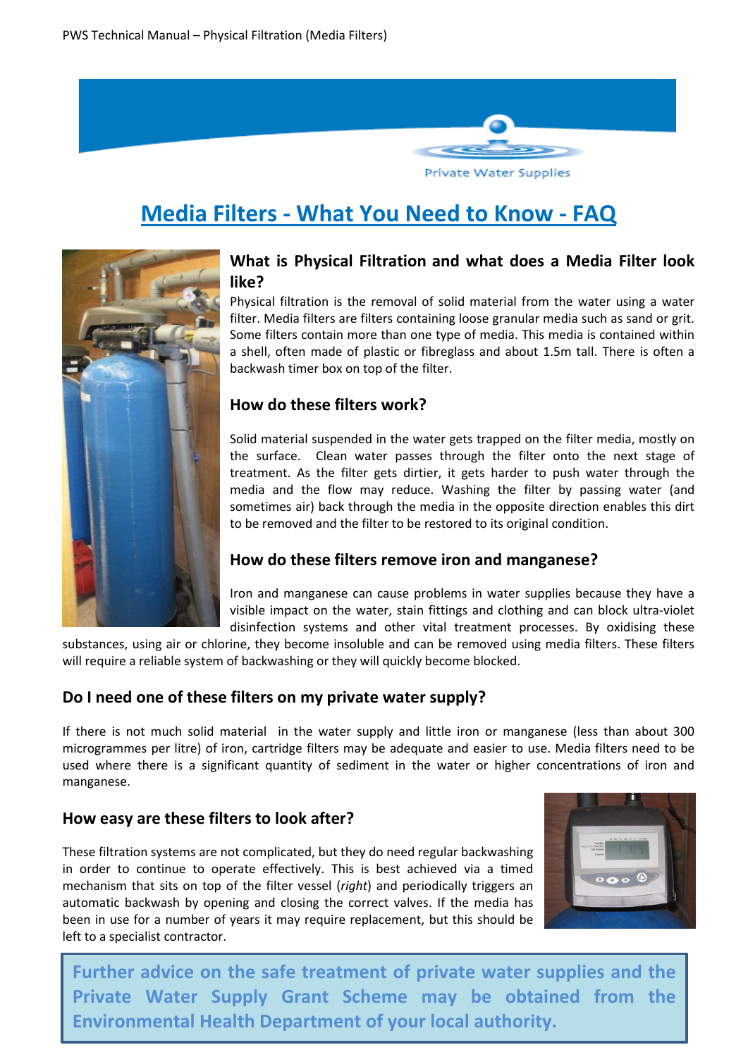Private Water Supplies

# Media Filters - What You Need to Know - FAQ

### What is Physical Filtration and what does a Media Filter look like?

Physical filtration is the removal of solid material from the water using a water filter. Media filters are filters containing loose granular media such as sand or grit. Some filters contain more than one type of media. This media is contained within a shell, often made of plastic or fibreglass and about 1.5m tall. There is often a backwash timer box on top of the filter.

### How do these filters work?

Solid material suspended in the water gets trapped on the filter media, mostly on the surface. Clean water passes through the filter onto the next stage of treatment. As the filter gets dirtier, it gets harder to push water through the media and the flow may reduce. Washing the filter by passing water (and sometimes air) back through the media in the opposite direction enables this dirt to be removed and the filter to be restored to its original condition.

### How do these filters remove iron and manganese?

Iron and manganese can cause problems in water supplies because they have a visible impact on the water, stain fittings and clothing and can block ultra-violet disinfection systems and other vital treatment processes. By oxidising these substances, using air or chlorine, they become insoluble and can be removed using media filters. These filters will require a reliable system of backwashing or they will quickly become blocked.

### Do I need one of these filters on my private water supply?

If there is not much solid material in the water supply and little iron or manganese (less than about 300 microgrammes per litre) of iron, cartridge filters may be adequate and easier to use. Media filters need to be used where there is a significant quantity of sediment in the water or higher concentrations of iron and manganese.

### How easy are these filters to look after?

These filtration systems are not complicated, but they do need regular backwashing in order to continue to operate effectively. This is best achieved via a timed mechanism that sits on top of the filter vessel (*right*) and periodically triggers an automatic backwash by opening and closing the correct valves. If the media has been in use for a number of years it may require replacement, but this should be left to a specialist contractor.

**Further advice on the safe treatment of private water supplies and the Private Water Supply Grant Scheme may be obtained from the Environmental Health Department of your local authority.**